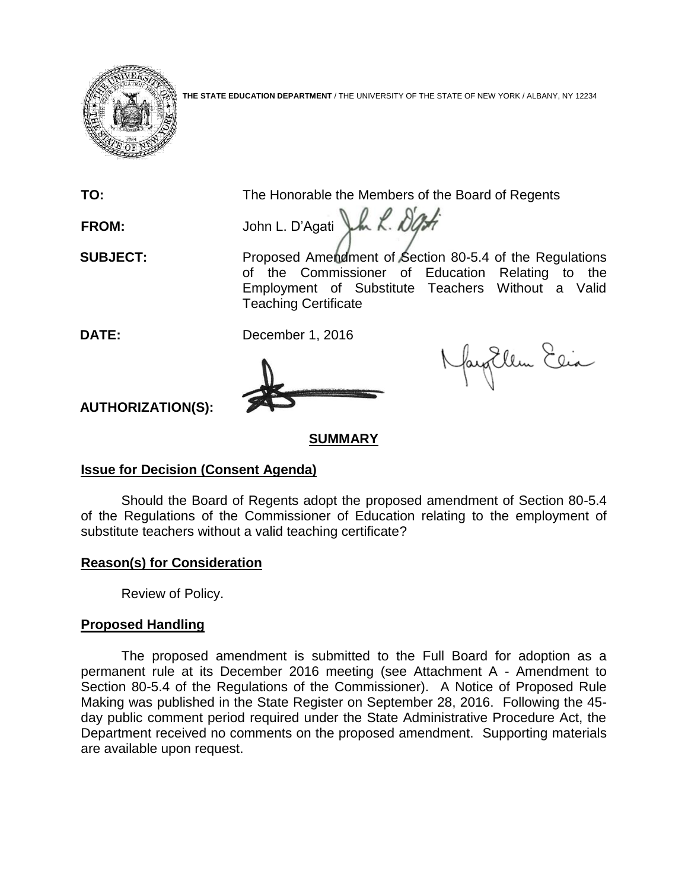**THE STATE EDUCATION DEPARTMENT** / THE UNIVERSITY OF THE STATE OF NEW YORK / ALBANY, NY 12234

**TO:** The Honorable the Members of the Board of Regents

**FROM:** John L. D'Agati

**SUBJECT:** Proposed Amendment of Section 80-5.4 of the Regulations of the Commissioner of Education Relating to the Employment of Substitute Teachers Without a Valid Teaching Certificate

**DATE:** December 1, 2016

**AUTHORIZATION(S):**

## SUMMARY

### Issue for Decision (Consent Agenda)

Should the Board of Regents adopt the proposed amendment of Section 80-5.4 of the Regulations of the Commissioner of Education relating to the employment of substitute teachers without a valid teaching certificate?

### Reason(s) for Consideration

Review of Policy.

### Proposed Handling

The proposed amendment is submitted to the Full Board for adoption as a permanent rule at its December 2016 meeting (see Attachment A - Amendment to Section 80-5.4 of the Regulations of the Commissioner). A Notice of Proposed Rule Making was published in the State Register on September 28, 2016. Following the 45-day public comment period required under the State Administrative Procedure Act, the Department received no comments on the proposed amendment. Supporting materials are available upon request.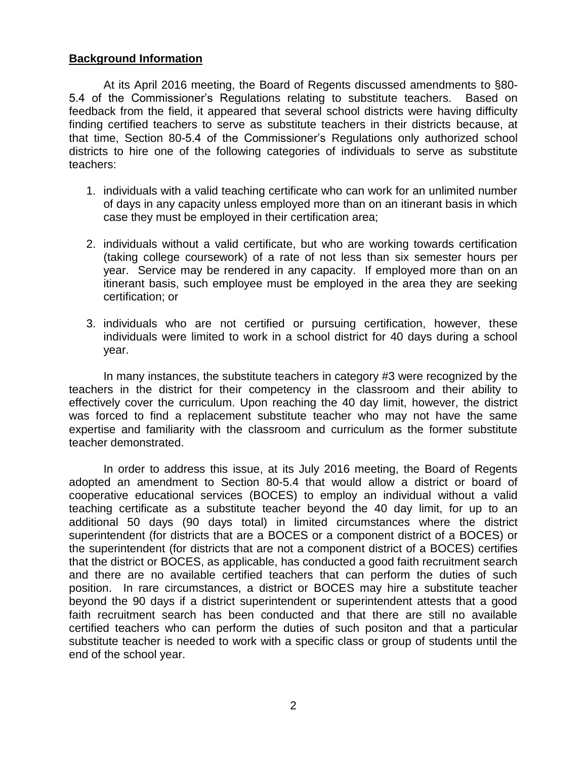**Background Information**

At its April 2016 meeting, the Board of Regents discussed amendments to §80-5.4 of the Commissioner's Regulations relating to substitute teachers. Based on feedback from the field, it appeared that several school districts were having difficulty finding certified teachers to serve as substitute teachers in their districts because, at that time, Section 80-5.4 of the Commissioner's Regulations only authorized school districts to hire one of the following categories of individuals to serve as substitute teachers:

1. individuals with a valid teaching certificate who can work for an unlimited number of days in any capacity unless employed more than on an itinerant basis in which case they must be employed in their certification area;

2. individuals without a valid certificate, but who are working towards certification (taking college coursework) of a rate of not less than six semester hours per year. Service may be rendered in any capacity. If employed more than on an itinerant basis, such employee must be employed in the area they are seeking certification; or

3. individuals who are not certified or pursuing certification, however, these individuals were limited to work in a school district for 40 days during a school year.

In many instances, the substitute teachers in category #3 were recognized by the teachers in the district for their competency in the classroom and their ability to effectively cover the curriculum. Upon reaching the 40 day limit, however, the district was forced to find a replacement substitute teacher who may not have the same expertise and familiarity with the classroom and curriculum as the former substitute teacher demonstrated.

In order to address this issue, at its July 2016 meeting, the Board of Regents adopted an amendment to Section 80-5.4 that would allow a district or board of cooperative educational services (BOCES) to employ an individual without a valid teaching certificate as a substitute teacher beyond the 40 day limit, for up to an additional 50 days (90 days total) in limited circumstances where the district superintendent (for districts that are a BOCES or a component district of a BOCES) or the superintendent (for districts that are not a component district of a BOCES) certifies that the district or BOCES, as applicable, has conducted a good faith recruitment search and there are no available certified teachers that can perform the duties of such position. In rare circumstances, a district or BOCES may hire a substitute teacher beyond the 90 days if a district superintendent or superintendent attests that a good faith recruitment search has been conducted and that there are still no available certified teachers who can perform the duties of such positon and that a particular substitute teacher is needed to work with a specific class or group of students until the end of the school year.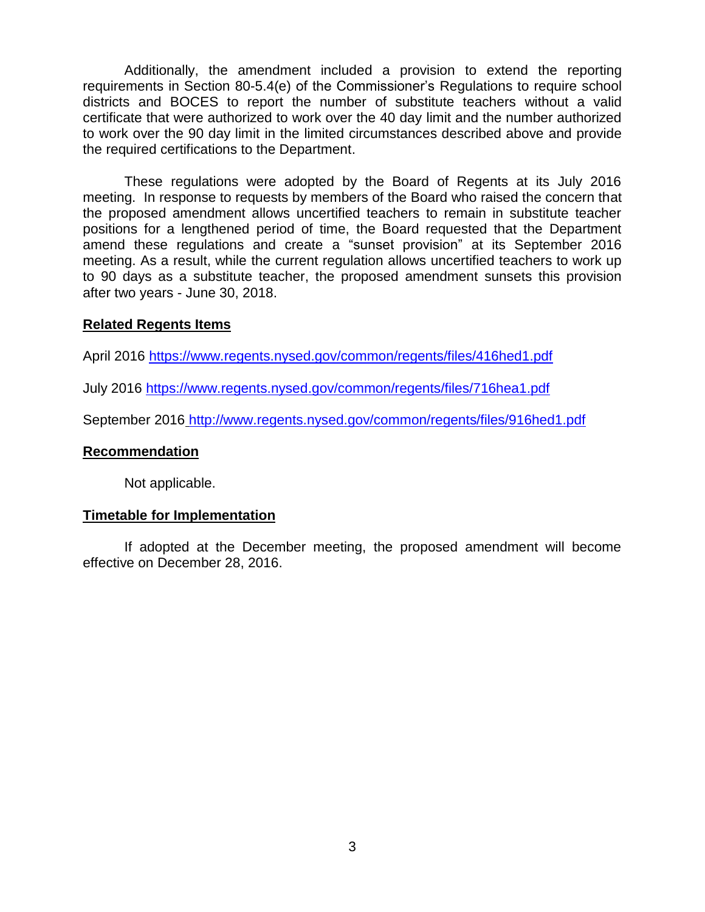Additionally, the amendment included a provision to extend the reporting requirements in Section 80-5.4(e) of the Commissioner's Regulations to require school districts and BOCES to report the number of substitute teachers without a valid certificate that were authorized to work over the 40 day limit and the number authorized to work over the 90 day limit in the limited circumstances described above and provide the required certifications to the Department.

These regulations were adopted by the Board of Regents at its July 2016 meeting. In response to requests by members of the Board who raised the concern that the proposed amendment allows uncertified teachers to remain in substitute teacher positions for a lengthened period of time, the Board requested that the Department amend these regulations and create a "sunset provision" at its September 2016 meeting. As a result, while the current regulation allows uncertified teachers to work up to 90 days as a substitute teacher, the proposed amendment sunsets this provision after two years - June 30, 2018.

**Related Regents Items**

April 2016 https://www.regents.nysed.gov/common/regents/files/416hed1.pdf

July 2016 https://www.regents.nysed.gov/common/regents/files/716hea1.pdf

September 2016 http://www.regents.nysed.gov/common/regents/files/916hed1.pdf

**Recommendation**

Not applicable.

**Timetable for Implementation**

If adopted at the December meeting, the proposed amendment will become effective on December 28, 2016.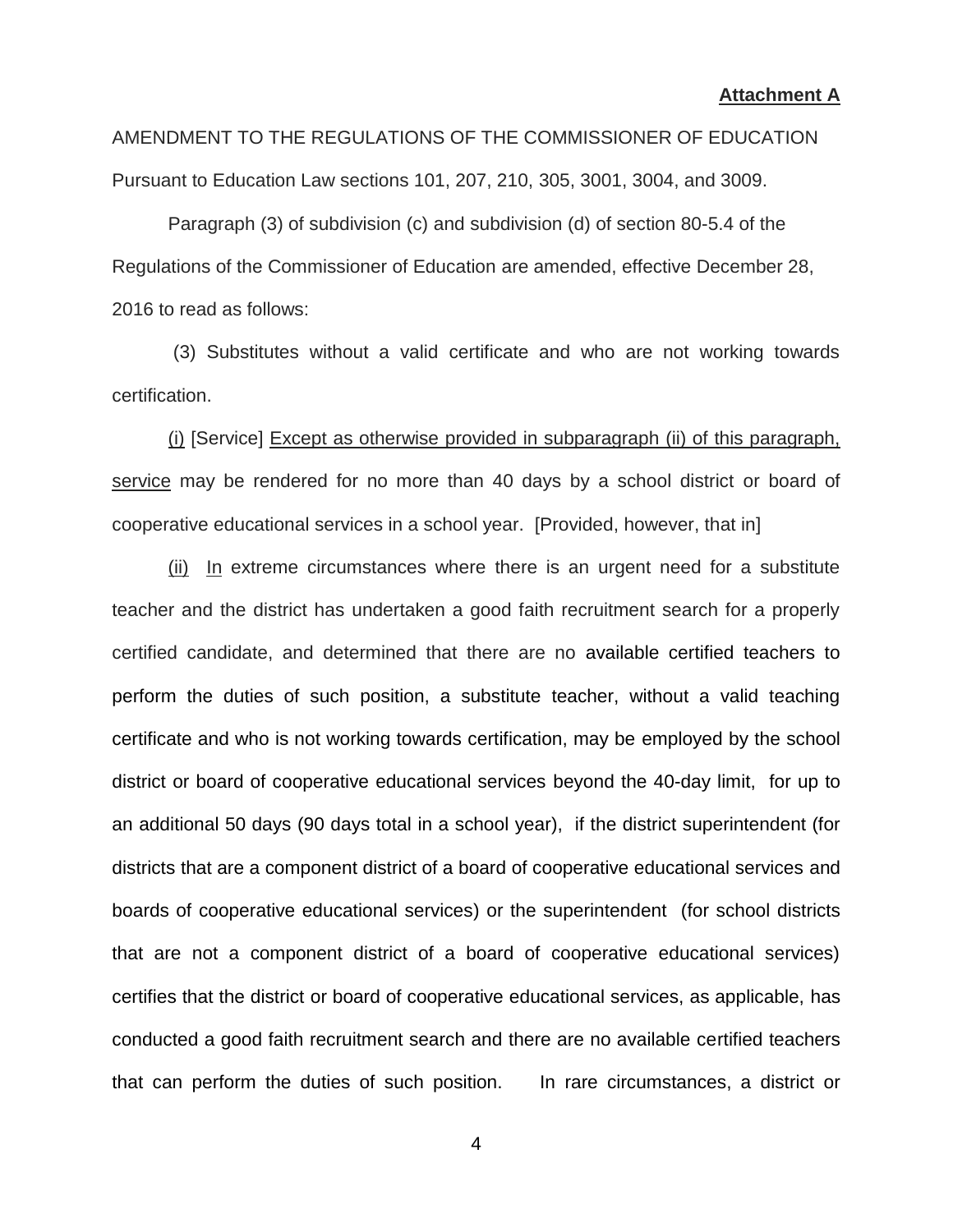**Attachment A**

AMENDMENT TO THE REGULATIONS OF THE COMMISSIONER OF EDUCATION

Pursuant to Education Law sections 101, 207, 210, 305, 3001, 3004, and 3009.

Paragraph (3) of subdivision (c) and subdivision (d) of section 80-5.4 of the Regulations of the Commissioner of Education are amended, effective December 28, 2016 to read as follows:

(3) Substitutes without a valid certificate and who are not working towards certification.

<u>(i)</u> [Service] <u>Except as otherwise provided in subparagraph (ii) of this paragraph, service</u> may be rendered for no more than 40 days by a school district or board of cooperative educational services in a school year. [Provided, however, that in]

<u>(ii)</u> <u>In</u> extreme circumstances where there is an urgent need for a substitute teacher and the district has undertaken a good faith recruitment search for a properly certified candidate, and determined that there are no available certified teachers to perform the duties of such position, a substitute teacher, without a valid teaching certificate and who is not working towards certification, may be employed by the school district or board of cooperative educational services beyond the 40-day limit, for up to an additional 50 days (90 days total in a school year), if the district superintendent (for districts that are a component district of a board of cooperative educational services and boards of cooperative educational services) or the superintendent (for school districts that are not a component district of a board of cooperative educational services) certifies that the district or board of cooperative educational services, as applicable, has conducted a good faith recruitment search and there are no available certified teachers that can perform the duties of such position. In rare circumstances, a district or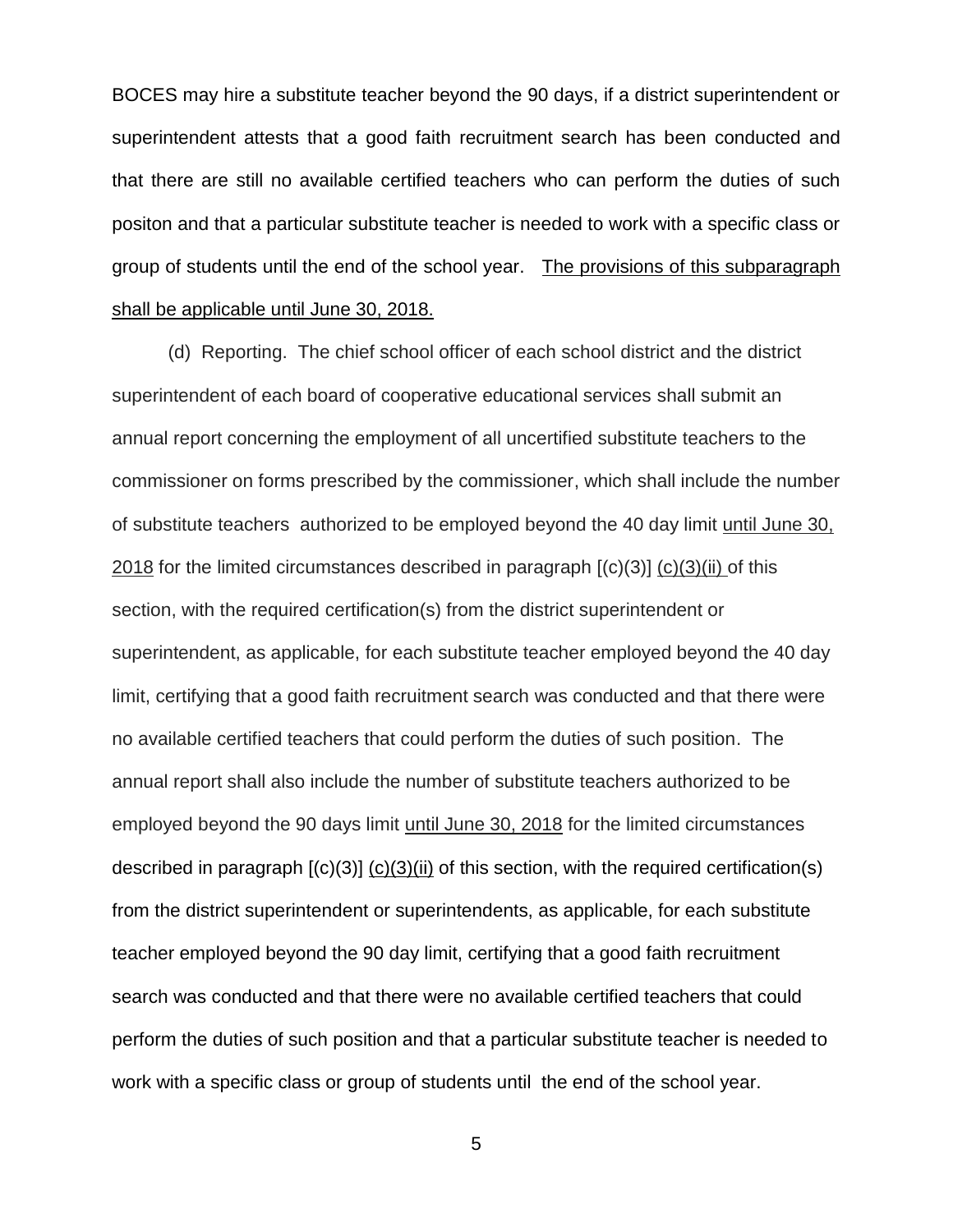BOCES may hire a substitute teacher beyond the 90 days, if a district superintendent or superintendent attests that a good faith recruitment search has been conducted and that there are still no available certified teachers who can perform the duties of such positon and that a particular substitute teacher is needed to work with a specific class or group of students until the end of the school year. <u>The provisions of this subparagraph shall be applicable until June 30, 2018.</u>

(d) Reporting. The chief school officer of each school district and the district superintendent of each board of cooperative educational services shall submit an annual report concerning the employment of all uncertified substitute teachers to the commissioner on forms prescribed by the commissioner, which shall include the number of substitute teachers authorized to be employed beyond the 40 day limit <u>until June 30, 2018</u> for the limited circumstances described in paragraph [(c)(3)] <u>(c)(3)(ii)</u> of this section, with the required certification(s) from the district superintendent or superintendent, as applicable, for each substitute teacher employed beyond the 40 day limit, certifying that a good faith recruitment search was conducted and that there were no available certified teachers that could perform the duties of such position. The annual report shall also include the number of substitute teachers authorized to be employed beyond the 90 days limit <u>until June 30, 2018</u> for the limited circumstances described in paragraph [(c)(3)] <u>(c)(3)(ii)</u> of this section, with the required certification(s) from the district superintendent or superintendents, as applicable, for each substitute teacher employed beyond the 90 day limit, certifying that a good faith recruitment search was conducted and that there were no available certified teachers that could perform the duties of such position and that a particular substitute teacher is needed to work with a specific class or group of students until the end of the school year.